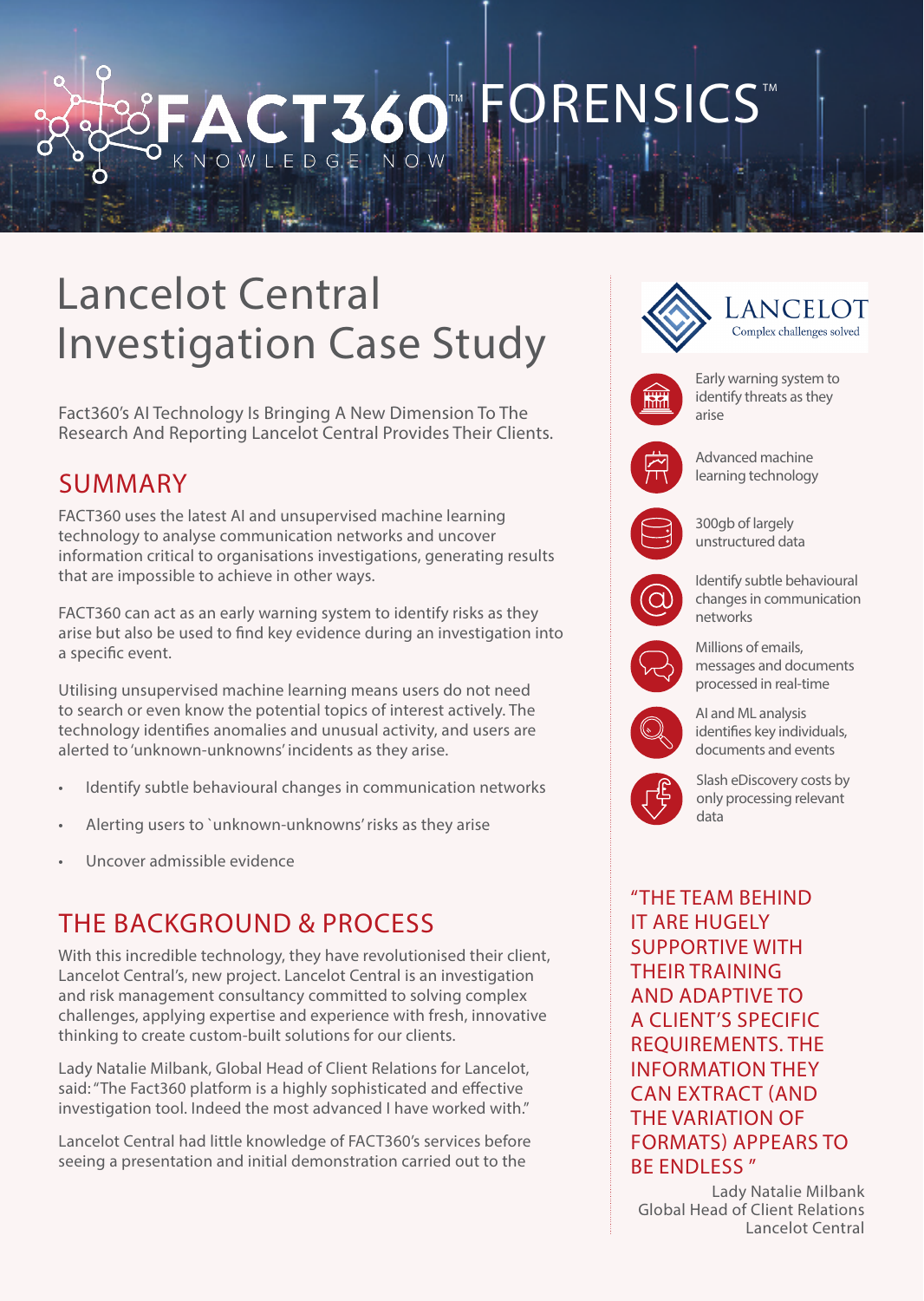# FACT360™ FORENSICS™

KNOWLEDGE NOW

# Lancelot Central Investigation Case Study

Fact360's AI Technology Is Bringing A New Dimension To The Research And Reporting Lancelot Central Provides Their Clients.

## SUMMARY

FACT360 uses the latest AI and unsupervised machine learning technology to analyse communication networks and uncover information critical to organisations investigations, generating results that are impossible to achieve in other ways.

FACT360 can act as an early warning system to identify risks as they arise but also be used to find key evidence during an investigation into a specific event.

Utilising unsupervised machine learning means users do not need to search or even know the potential topics of interest actively. The technology identifies anomalies and unusual activity, and users are alerted to 'unknown-unknowns' incidents as they arise.

- Identify subtle behavioural changes in communication networks
- Alerting users to `unknown-unknowns' risks as they arise
- Uncover admissible evidence

## THE BACKGROUND & PROCESS

With this incredible technology, they have revolutionised their client, Lancelot Central's, new project. Lancelot Central is an investigation and risk management consultancy committed to solving complex challenges, applying expertise and experience with fresh, innovative thinking to create custom-built solutions for our clients.

Lady Natalie Milbank, Global Head of Client Relations for Lancelot, said: "The Fact360 platform is a highly sophisticated and effective investigation tool. Indeed the most advanced I have worked with."

Lancelot Central had little knowledge of FACT360's services before seeing a presentation and initial demonstration carried out to the

LANCELOT
Complex challenges solved

- Early warning system to identify threats as they arise
- Advanced machine learning technology
- 300gb of largely unstructured data
- Identify subtle behavioural changes in communication networks
- Millions of emails, messages and documents processed in real-time
- AI and ML analysis identifies key individuals, documents and events
- Slash eDiscovery costs by only processing relevant data

"THE TEAM BEHIND IT ARE HUGELY SUPPORTIVE WITH THEIR TRAINING AND ADAPTIVE TO A CLIENT'S SPECIFIC REQUIREMENTS. THE INFORMATION THEY CAN EXTRACT (AND THE VARIATION OF FORMATS) APPEARS TO BE ENDLESS."

Lady Natalie Milbank
Global Head of Client Relations
Lancelot Central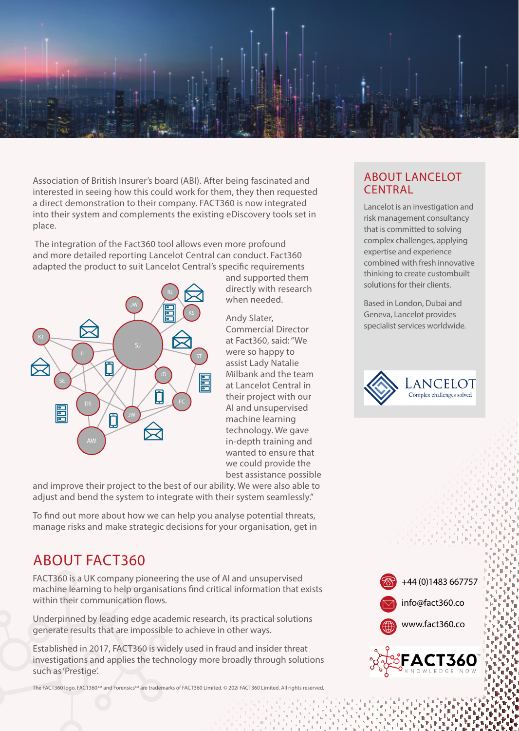Association of British Insurer's board (ABI). After being fascinated and interested in seeing how this could work for them, they then requested a direct demonstration to their company. FACT360 is now integrated into their system and complements the existing eDiscovery tools set in place.

The integration of the Fact360 tool allows even more profound and more detailed reporting Lancelot Central can conduct. Fact360 adapted the product to suit Lancelot Central's specific requirements and supported them directly with research when needed.

Andy Slater, Commercial Director at Fact360, said: "We were so happy to assist Lady Natalie Milbank and the team at Lancelot Central in their project with our AI and unsupervised machine learning technology. We gave in-depth training and wanted to ensure that we could provide the best assistance possible and improve their project to the best of our ability. We were also able to adjust and bend the system to integrate with their system seamlessly."

To find out more about how we can help you analyse potential threats, manage risks and make strategic decisions for your organisation, get in

## ABOUT FACT360

FACT360 is a UK company pioneering the use of AI and unsupervised machine learning to help organisations find critical information that exists within their communication flows.

Underpinned by leading edge academic research, its practical solutions generate results that are impossible to achieve in other ways.

Established in 2017, FACT360 is widely used in fraud and insider threat investigations and applies the technology more broadly through solutions such as 'Prestige'.

## ABOUT LANCELOT CENTRAL

Lancelot is an investigation and risk management consultancy that is committed to solving complex challenges, applying expertise and experience combined with fresh innovative thinking to create custombuilt solutions for their clients.

Based in London, Dubai and Geneva, Lancelot provides specialist services worldwide.

LANCELOT
Complex challenges solved

+44 (0)1483 667757

info@fact360.co

www.fact360.co

FACT360™
KNOWLEDGE NOW

The FACT360 logo, FACT360™ and Forensics™ are trademarks of FACT360 Limited. © 202i FACT360 Limited. All rights reserved.